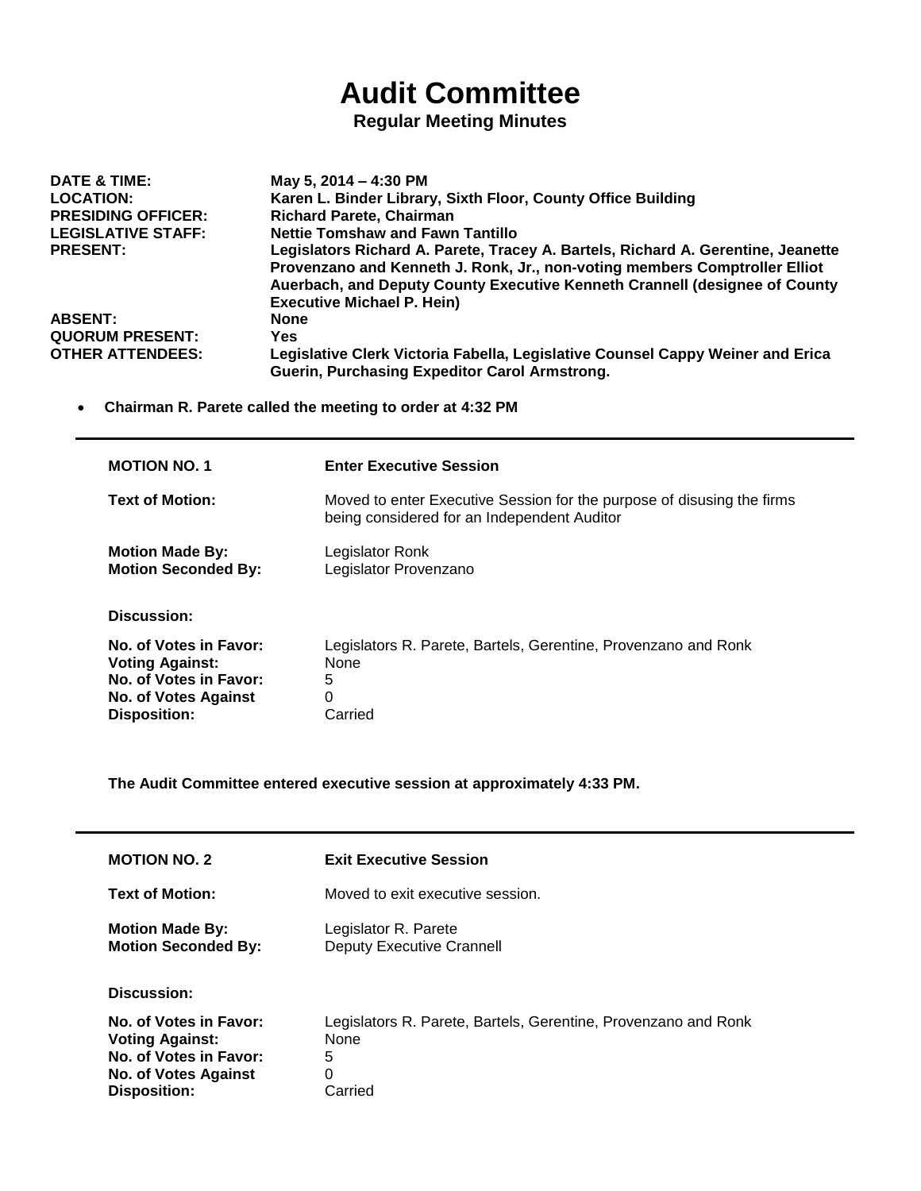# Audit Committee

**Regular Meeting Minutes**

| | |
|---|---|
| **DATE & TIME:** | **May 5, 2014 – 4:30 PM** |
| **LOCATION:** | **Karen L. Binder Library, Sixth Floor, County Office Building** |
| **PRESIDING OFFICER:** | **Richard Parete, Chairman** |
| **LEGISLATIVE STAFF:** | **Nettie Tomshaw and Fawn Tantillo** |
| **PRESENT:** | **Legislators Richard A. Parete, Tracey A. Bartels, Richard A. Gerentine, Jeanette Provenzano and Kenneth J. Ronk, Jr., non-voting members Comptroller Elliot Auerbach, and Deputy County Executive Kenneth Crannell (designee of County Executive Michael P. Hein)** |
| **ABSENT:** | **None** |
| **QUORUM PRESENT:** | **Yes** |
| **OTHER ATTENDEES:** | **Legislative Clerk Victoria Fabella, Legislative Counsel Cappy Weiner and Erica Guerin, Purchasing Expeditor Carol Armstrong.** |

- **Chairman R. Parete called the meeting to order at 4:32 PM**

---

| | |
|---|---|
| **MOTION NO. 1** | **Enter Executive Session** |
| **Text of Motion:** | Moved to enter Executive Session for the purpose of disusing the firms being considered for an Independent Auditor |
| **Motion Made By:** | Legislator Ronk |
| **Motion Seconded By:** | Legislator Provenzano |
| **Discussion:** | |
| **No. of Votes in Favor:** | Legislators R. Parete, Bartels, Gerentine, Provenzano and Ronk |
| **Voting Against:** | None |
| **No. of Votes in Favor:** | 5 |
| **No. of Votes Against** | 0 |
| **Disposition:** | Carried |

**The Audit Committee entered executive session at approximately 4:33 PM.**

---

| | |
|---|---|
| **MOTION NO. 2** | **Exit Executive Session** |
| **Text of Motion:** | Moved to exit executive session. |
| **Motion Made By:** | Legislator R. Parete |
| **Motion Seconded By:** | Deputy Executive Crannell |
| **Discussion:** | |
| **No. of Votes in Favor:** | Legislators R. Parete, Bartels, Gerentine, Provenzano and Ronk |
| **Voting Against:** | None |
| **No. of Votes in Favor:** | 5 |
| **No. of Votes Against** | 0 |
| **Disposition:** | Carried |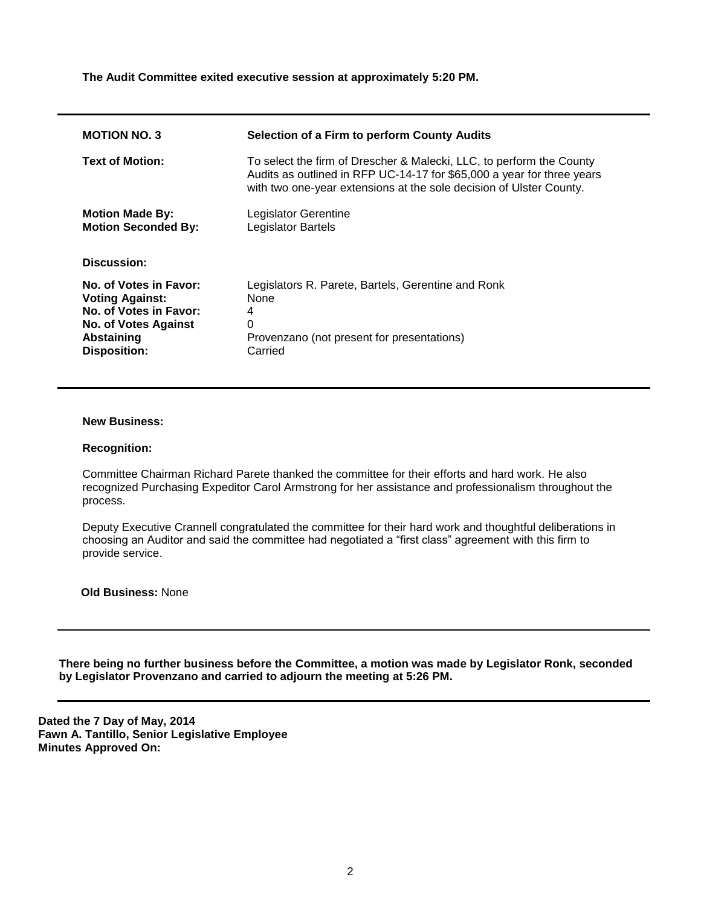**The Audit Committee exited executive session at approximately 5:20 PM.**

---

| | |
|---|---|
| **MOTION NO. 3** | **Selection of a Firm to perform County Audits** |
| **Text of Motion:** | To select the firm of Drescher & Malecki, LLC, to perform the County Audits as outlined in RFP UC-14-17 for $65,000 a year for three years with two one-year extensions at the sole decision of Ulster County. |
| **Motion Made By:** | Legislator Gerentine |
| **Motion Seconded By:** | Legislator Bartels |
| **Discussion:** | |
| **No. of Votes in Favor:** | Legislators R. Parete, Bartels, Gerentine and Ronk |
| **Voting Against:** | None |
| **No. of Votes in Favor:** | 4 |
| **No. of Votes Against** | 0 |
| **Abstaining** | Provenzano (not present for presentations) |
| **Disposition:** | Carried |

---

**New Business:**

**Recognition:**

Committee Chairman Richard Parete thanked the committee for their efforts and hard work. He also recognized Purchasing Expeditor Carol Armstrong for her assistance and professionalism throughout the process.

Deputy Executive Crannell congratulated the committee for their hard work and thoughtful deliberations in choosing an Auditor and said the committee had negotiated a "first class" agreement with this firm to provide service.

**Old Business:** None

---

**There being no further business before the Committee, a motion was made by Legislator Ronk, seconded by Legislator Provenzano and carried to adjourn the meeting at 5:26 PM.**

---

**Dated the 7 Day of May, 2014**
**Fawn A. Tantillo, Senior Legislative Employee**
**Minutes Approved On:**